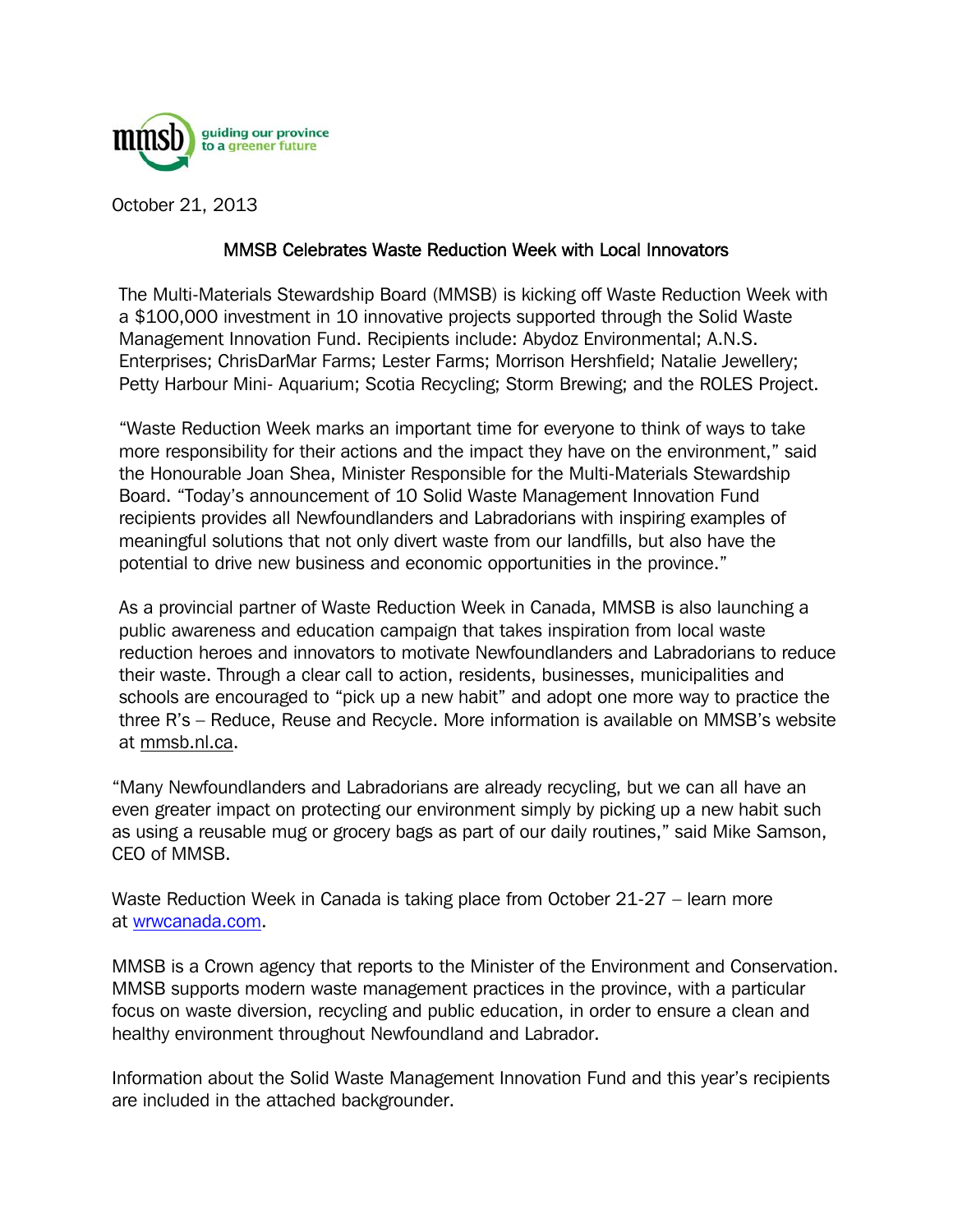mmsb guiding our province to a greener future

October 21, 2013

## MMSB Celebrates Waste Reduction Week with Local Innovators

The Multi-Materials Stewardship Board (MMSB) is kicking off Waste Reduction Week with a $100,000 investment in 10 innovative projects supported through the Solid Waste Management Innovation Fund. Recipients include: Abydoz Environmental; A.N.S. Enterprises; ChrisDarMar Farms; Lester Farms; Morrison Hershfield; Natalie Jewellery; Petty Harbour Mini- Aquarium; Scotia Recycling; Storm Brewing; and the ROLES Project.

"Waste Reduction Week marks an important time for everyone to think of ways to take more responsibility for their actions and the impact they have on the environment," said the Honourable Joan Shea, Minister Responsible for the Multi-Materials Stewardship Board. "Today's announcement of 10 Solid Waste Management Innovation Fund recipients provides all Newfoundlanders and Labradorians with inspiring examples of meaningful solutions that not only divert waste from our landfills, but also have the potential to drive new business and economic opportunities in the province."

As a provincial partner of Waste Reduction Week in Canada, MMSB is also launching a public awareness and education campaign that takes inspiration from local waste reduction heroes and innovators to motivate Newfoundlanders and Labradorians to reduce their waste. Through a clear call to action, residents, businesses, municipalities and schools are encouraged to "pick up a new habit" and adopt one more way to practice the three R's – Reduce, Reuse and Recycle. More information is available on MMSB's website at mmsb.nl.ca.

"Many Newfoundlanders and Labradorians are already recycling, but we can all have an even greater impact on protecting our environment simply by picking up a new habit such as using a reusable mug or grocery bags as part of our daily routines," said Mike Samson, CEO of MMSB.

Waste Reduction Week in Canada is taking place from October 21-27 – learn more at wrwcanada.com.

MMSB is a Crown agency that reports to the Minister of the Environment and Conservation. MMSB supports modern waste management practices in the province, with a particular focus on waste diversion, recycling and public education, in order to ensure a clean and healthy environment throughout Newfoundland and Labrador.

Information about the Solid Waste Management Innovation Fund and this year's recipients are included in the attached backgrounder.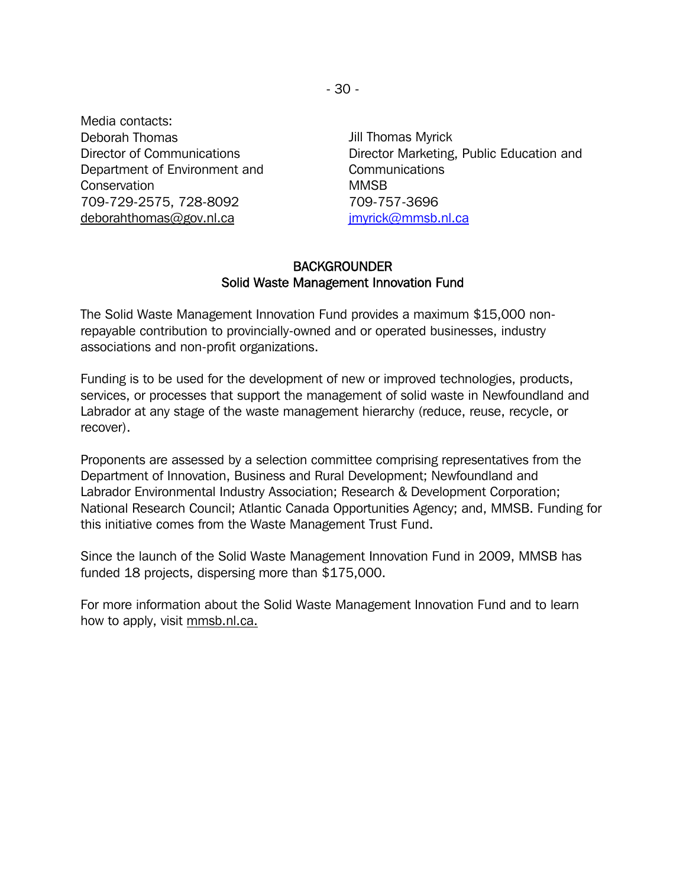Media contacts:

Deborah Thomas
Director of Communications
Department of Environment and Conservation
709-729-2575, 728-8092
deborahthomas@gov.nl.ca

Jill Thomas Myrick
Director Marketing, Public Education and Communications
MMSB
709-757-3696
jmyrick@mmsb.nl.ca

## BACKGROUNDER
## Solid Waste Management Innovation Fund

The Solid Waste Management Innovation Fund provides a maximum $15,000 non-repayable contribution to provincially-owned and or operated businesses, industry associations and non-profit organizations.

Funding is to be used for the development of new or improved technologies, products, services, or processes that support the management of solid waste in Newfoundland and Labrador at any stage of the waste management hierarchy (reduce, reuse, recycle, or recover).

Proponents are assessed by a selection committee comprising representatives from the Department of Innovation, Business and Rural Development; Newfoundland and Labrador Environmental Industry Association; Research & Development Corporation; National Research Council; Atlantic Canada Opportunities Agency; and, MMSB. Funding for this initiative comes from the Waste Management Trust Fund.

Since the launch of the Solid Waste Management Innovation Fund in 2009, MMSB has funded 18 projects, dispersing more than $175,000.

For more information about the Solid Waste Management Innovation Fund and to learn how to apply, visit mmsb.nl.ca.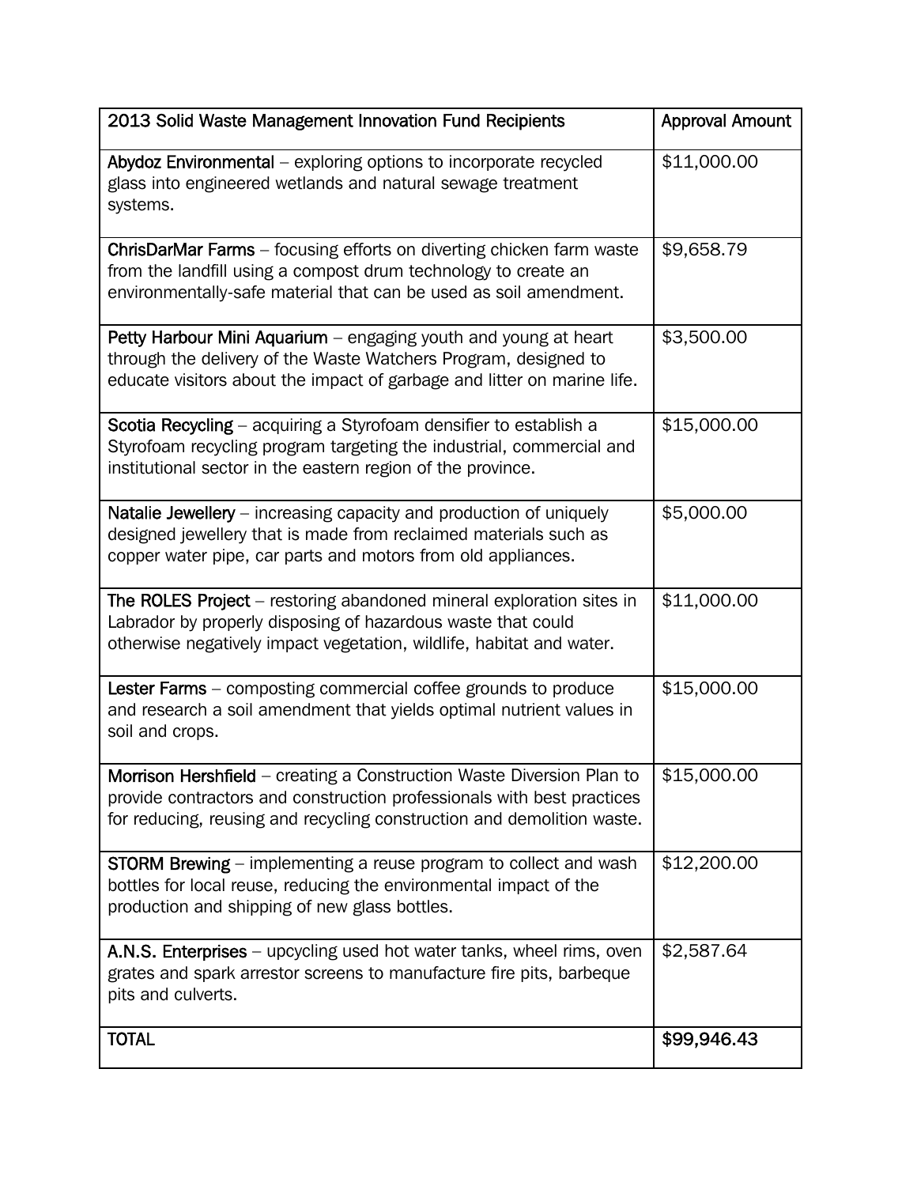| 2013 Solid Waste Management Innovation Fund Recipients | Approval Amount |
|---|---|
| **Abydoz Environmental** – exploring options to incorporate recycled glass into engineered wetlands and natural sewage treatment systems. | $11,000.00 |
| **ChrisDarMar Farms** – focusing efforts on diverting chicken farm waste from the landfill using a compost drum technology to create an environmentally-safe material that can be used as soil amendment. | $9,658.79 |
| **Petty Harbour Mini Aquarium** – engaging youth and young at heart through the delivery of the Waste Watchers Program, designed to educate visitors about the impact of garbage and litter on marine life. | $3,500.00 |
| **Scotia Recycling** – acquiring a Styrofoam densifier to establish a Styrofoam recycling program targeting the industrial, commercial and institutional sector in the eastern region of the province. | $15,000.00 |
| **Natalie Jewellery** – increasing capacity and production of uniquely designed jewellery that is made from reclaimed materials such as copper water pipe, car parts and motors from old appliances. | $5,000.00 |
| **The ROLES Project** – restoring abandoned mineral exploration sites in Labrador by properly disposing of hazardous waste that could otherwise negatively impact vegetation, wildlife, habitat and water. | $11,000.00 |
| **Lester Farms** – composting commercial coffee grounds to produce and research a soil amendment that yields optimal nutrient values in soil and crops. | $15,000.00 |
| **Morrison Hershfield** – creating a Construction Waste Diversion Plan to provide contractors and construction professionals with best practices for reducing, reusing and recycling construction and demolition waste. | $15,000.00 |
| **STORM Brewing** – implementing a reuse program to collect and wash bottles for local reuse, reducing the environmental impact of the production and shipping of new glass bottles. | $12,200.00 |
| **A.N.S. Enterprises** – upcycling used hot water tanks, wheel rims, oven grates and spark arrestor screens to manufacture fire pits, barbeque pits and culverts. | $2,587.64 |
| TOTAL | **$99,946.43** |